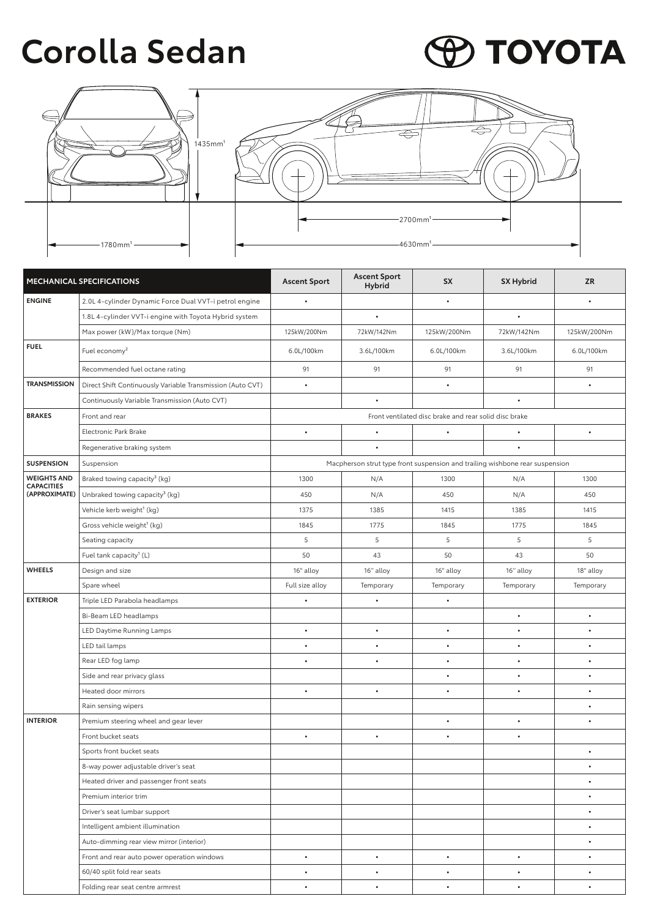# Corolla Sedan

TOYOTA

1435mm[1]

2700mm[1]

1780mm[1]

4630mm[1]

| MECHANICAL SPECIFICATIONS | | Ascent Sport | Ascent Sport Hybrid | SX | SX Hybrid | ZR |
|---|---|---|---|---|---|---|
| ENGINE | 2.0L 4-cylinder Dynamic Force Dual VVT-i petrol engine | • | | • | | • |
| | 1.8L 4-cylinder VVT-i engine with Toyota Hybrid system | | • | | • | |
| | Max power (kW)/Max torque (Nm) | 125kW/200Nm | 72kW/142Nm | 125kW/200Nm | 72kW/142Nm | 125kW/200Nm |
| FUEL | Fuel economy[2] | 6.0L/100km | 3.6L/100km | 6.0L/100km | 3.6L/100km | 6.0L/100km |
| | Recommended fuel octane rating | 91 | 91 | 91 | 91 | 91 |
| TRANSMISSION | Direct Shift Continuously Variable Transmission (Auto CVT) | • | | • | | • |
| | Continuously Variable Transmission (Auto CVT) | | • | | • | |
| BRAKES | Front and rear | Front ventilated disc brake and rear solid disc brake | | | | |
| | Electronic Park Brake | • | • | • | • | • |
| | Regenerative braking system | | • | | • | |
| SUSPENSION | Suspension | Macpherson strut type front suspension and trailing wishbone rear suspension | | | | |
| WEIGHTS AND CAPACITIES (APPROXIMATE) | Braked towing capacity[3] (kg) | 1300 | N/A | 1300 | N/A | 1300 |
| | Unbraked towing capacity[3] (kg) | 450 | N/A | 450 | N/A | 450 |
| | Vehicle kerb weight[1] (kg) | 1375 | 1385 | 1415 | 1385 | 1415 |
| | Gross vehicle weight[1] (kg) | 1845 | 1775 | 1845 | 1775 | 1845 |
| | Seating capacity | 5 | 5 | 5 | 5 | 5 |
| | Fuel tank capacity[1] (L) | 50 | 43 | 50 | 43 | 50 |
| WHEELS | Design and size | 16" alloy | 16" alloy | 16" alloy | 16" alloy | 18" alloy |
| | Spare wheel | Full size alloy | Temporary | Temporary | Temporary | Temporary |
| EXTERIOR | Triple LED Parabola headlamps | • | • | • | | |
| | Bi-Beam LED headlamps | | | | • | • |
| | LED Daytime Running Lamps | • | • | • | • | • |
| | LED tail lamps | • | • | • | • | • |
| | Rear LED fog lamp | • | • | • | • | • |
| | Side and rear privacy glass | | | • | • | • |
| | Heated door mirrors | • | • | • | • | • |
| | Rain sensing wipers | | | | | • |
| INTERIOR | Premium steering wheel and gear lever | | | • | • | • |
| | Front bucket seats | • | • | • | • | |
| | Sports front bucket seats | | | | | • |
| | 8-way power adjustable driver's seat | | | | | • |
| | Heated driver and passenger front seats | | | | | • |
| | Premium interior trim | | | | | • |
| | Driver's seat lumbar support | | | | | • |
| | Intelligent ambient illumination | | | | | • |
| | Auto-dimming rear view mirror (interior) | | | | | • |
| | Front and rear auto power operation windows | • | • | • | • | • |
| | 60/40 split fold rear seats | • | • | • | • | • |
| | Folding rear seat centre armrest | • | • | • | • | • |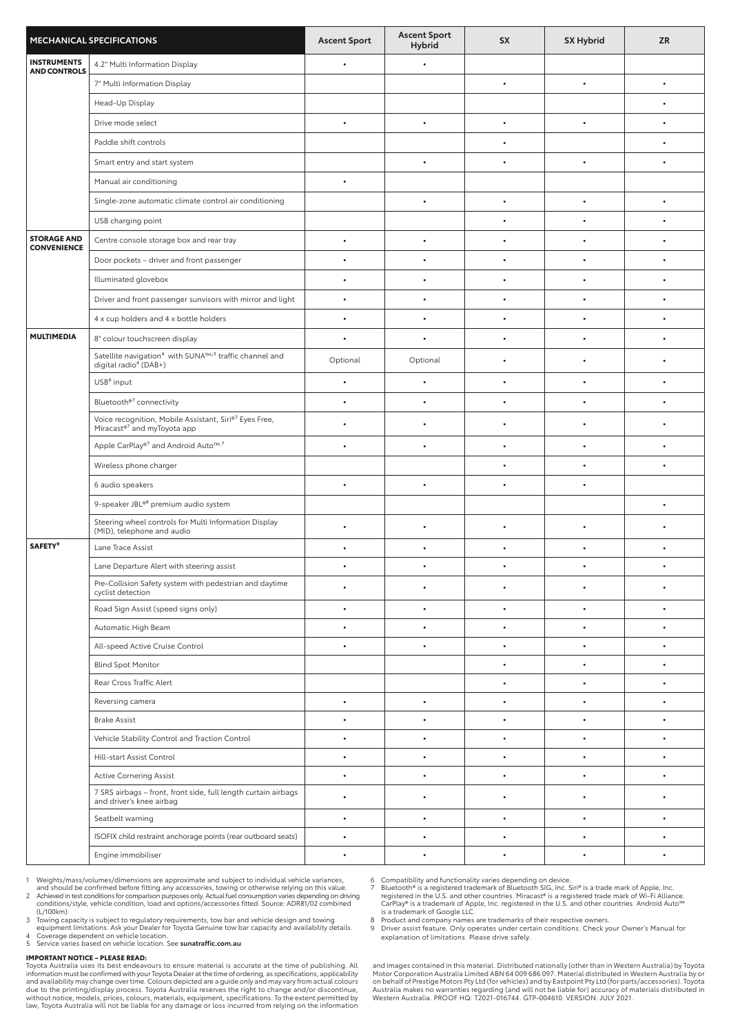| MECHANICAL SPECIFICATIONS | | Ascent Sport | Ascent Sport Hybrid | SX | SX Hybrid | ZR |
|---|---|---|---|---|---|---|
| **INSTRUMENTS AND CONTROLS** | 4.2" Multi Information Display | • | • | | | |
| | 7" Multi Information Display | | | • | • | • |
| | Head-Up Display | | | | | • |
| | Drive mode select | • | • | • | • | • |
| | Paddle shift controls | | | • | | • |
| | Smart entry and start system | | • | • | • | • |
| | Manual air conditioning | • | | | | |
| | Single-zone automatic climate control air conditioning | | • | • | • | • |
| | USB charging point | | | • | • | • |
| **STORAGE AND CONVENIENCE** | Centre console storage box and rear tray | • | • | • | • | • |
| | Door pockets – driver and front passenger | • | • | • | • | • |
| | Illuminated glovebox | • | • | • | • | • |
| | Driver and front passenger sunvisors with mirror and light | • | • | • | • | • |
| | 4 x cup holders and 4 x bottle holders | • | • | • | • | • |
| **MULTIMEDIA** | 8" colour touchscreen display | • | • | • | • | • |
| | Satellite navigation[4] with SUNA™,[5] traffic channel and digital radio[4] (DAB+) | Optional | Optional | • | • | • |
| | USB[6] input | • | • | • | • | • |
| | Bluetooth®[7] connectivity | • | • | • | • | • |
| | Voice recognition, Mobile Assistant, Siri®[7] Eyes Free, Miracast®[7] and myToyota app | • | • | • | • | • |
| | Apple CarPlay®[7] and Android Auto™,[7] | • | • | • | • | • |
| | Wireless phone charger | | | • | • | • |
| | 6 audio speakers | • | • | • | • | |
| | 9-speaker JBL®[8] premium audio system | | | | | • |
| | Steering wheel controls for Multi Information Display (MID), telephone and audio | • | • | • | • | • |
| **SAFETY[9]** | Lane Trace Assist | • | • | • | • | • |
| | Lane Departure Alert with steering assist | • | • | • | • | • |
| | Pre-Collision Safety system with pedestrian and daytime cyclist detection | • | • | • | • | • |
| | Road Sign Assist (speed signs only) | • | • | • | • | • |
| | Automatic High Beam | • | • | • | • | • |
| | All-speed Active Cruise Control | • | • | • | • | • |
| | Blind Spot Monitor | | | • | • | • |
| | Rear Cross Traffic Alert | | | • | • | • |
| | Reversing camera | • | • | • | • | • |
| | Brake Assist | • | • | • | • | • |
| | Vehicle Stability Control and Traction Control | • | • | • | • | • |
| | Hill-start Assist Control | • | • | • | • | • |
| | Active Cornering Assist | • | • | • | • | • |
| | 7 SRS airbags – front, front side, full length curtain airbags and driver's knee airbag | • | • | • | • | • |
| | Seatbelt warning | • | • | • | • | • |
| | ISOFIX child restraint anchorage points (rear outboard seats) | • | • | • | • | • |
| | Engine immobiliser | • | • | • | • | • |

1 Weights/mass/volumes/dimensions are approximate and subject to individual vehicle variances, and should be confirmed before fitting any accessories, towing or otherwise relying on this value.
2 Achieved in test conditions for comparison purposes only. Actual fuel consumption varies depending on driving conditions/style, vehicle condition, load and options/accessories fitted. Source: ADR81/02 combined (L/100km).
3 Towing capacity is subject to regulatory requirements, tow bar and vehicle design and towing equipment limitations. Ask your Dealer for Toyota Genuine tow bar capacity and availability details.
4 Coverage dependent on vehicle location.
5 Service varies based on vehicle location. See **sunatraffic.com.au**
6 Compatibility and functionality varies depending on device.
7 Bluetooth® is a registered trademark of Bluetooth SIG, Inc. Siri® is a trade mark of Apple, Inc. registered in the U.S. and other countries. Miracast® is a registered trade mark of Wi-Fi Alliance. CarPlay® is a trademark of Apple, Inc. registered in the U.S. and other countries. Android Auto™ is a trademark of Google LLC.
8 Product and company names are trademarks of their respective owners.
9 Driver assist feature. Only operates under certain conditions. Check your Owner's Manual for explanation of limitations. Please drive safely.

**IMPORTANT NOTICE – PLEASE READ:**
Toyota Australia uses its best endeavours to ensure material is accurate at the time of publishing. All information must be confirmed with your Toyota Dealer at the time of ordering, as specifications, applicability and availability may change over time. Colours depicted are a guide only and may vary from actual colours due to the printing/display process. Toyota Australia reserves the right to change and/or discontinue, without notice, models, prices, colours, materials, equipment, specifications. To the extent permitted by law, Toyota Australia will not be liable for any damage or loss incurred from relying on the information and images contained in this material. Distributed nationally (other than in Western Australia) by Toyota Motor Corporation Australia Limited ABN 64 009 686 097. Material distributed in Western Australia by or on behalf of Prestige Motors Pty Ltd (for vehicles) and by Eastpoint Pty Ltd (for parts/accessories). Toyota Australia makes no warranties regarding (and will not be liable for) accuracy of materials distributed in Western Australia. PROOF HQ: T2021-016744. GTP-004610. VERSION: JULY 2021.